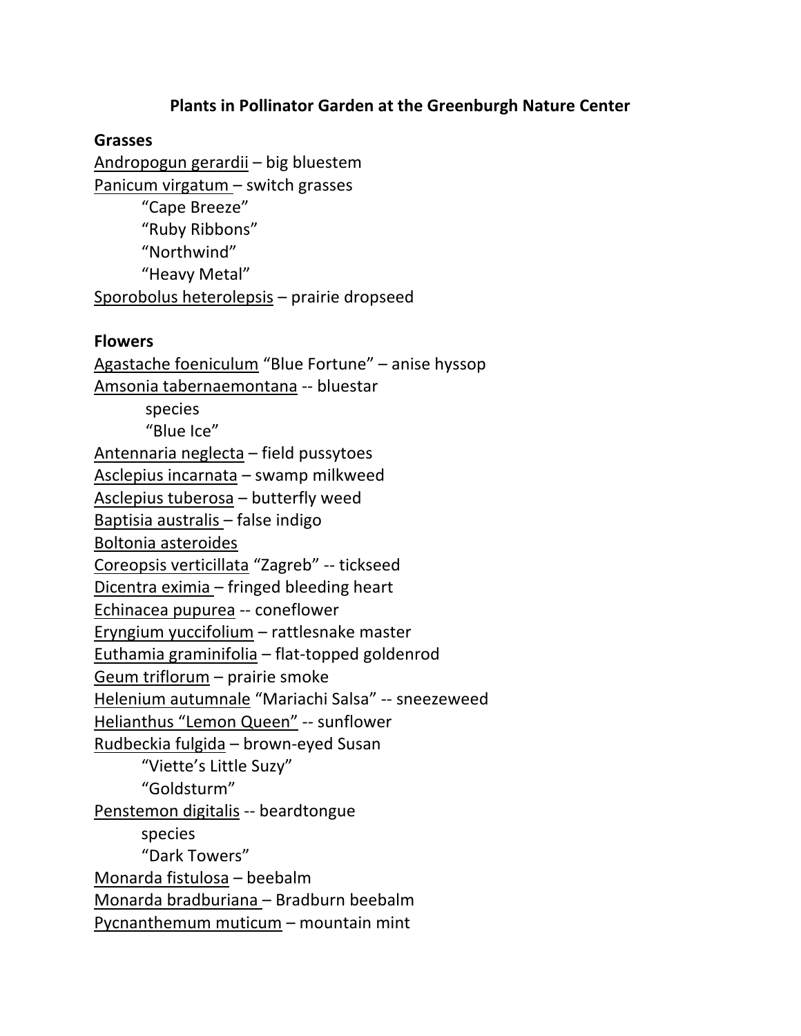# Plants in Pollinator Garden at the Greenburgh Nature Center

## Grasses

Andropogun gerardii – big bluestem
Panicum virgatum – switch grasses
- "Cape Breeze"
- "Ruby Ribbons"
- "Northwind"
- "Heavy Metal"

Sporobolus heterolepsis – prairie dropseed

## Flowers

Agastache foeniculum "Blue Fortune" – anise hyssop
Amsonia tabernaemontana -- bluestar
- species
- "Blue Ice"

Antennaria neglecta – field pussytoes
Asclepius incarnata – swamp milkweed
Asclepius tuberosa – butterfly weed
Baptisia australis – false indigo
Boltonia asteroides
Coreopsis verticillata "Zagreb" -- tickseed
Dicentra eximia – fringed bleeding heart
Echinacea pupurea -- coneflower
Eryngium yuccifolium – rattlesnake master
Euthamia graminifolia – flat-topped goldenrod
Geum triflorum – prairie smoke
Helenium autumnale "Mariachi Salsa" -- sneezeweed
Helianthus "Lemon Queen" -- sunflower
Rudbeckia fulgida – brown-eyed Susan
- "Viette's Little Suzy"
- "Goldsturm"

Penstemon digitalis -- beardtongue
- species
- "Dark Towers"

Monarda fistulosa – beebalm
Monarda bradburiana – Bradburn beebalm
Pycnanthemum muticum – mountain mint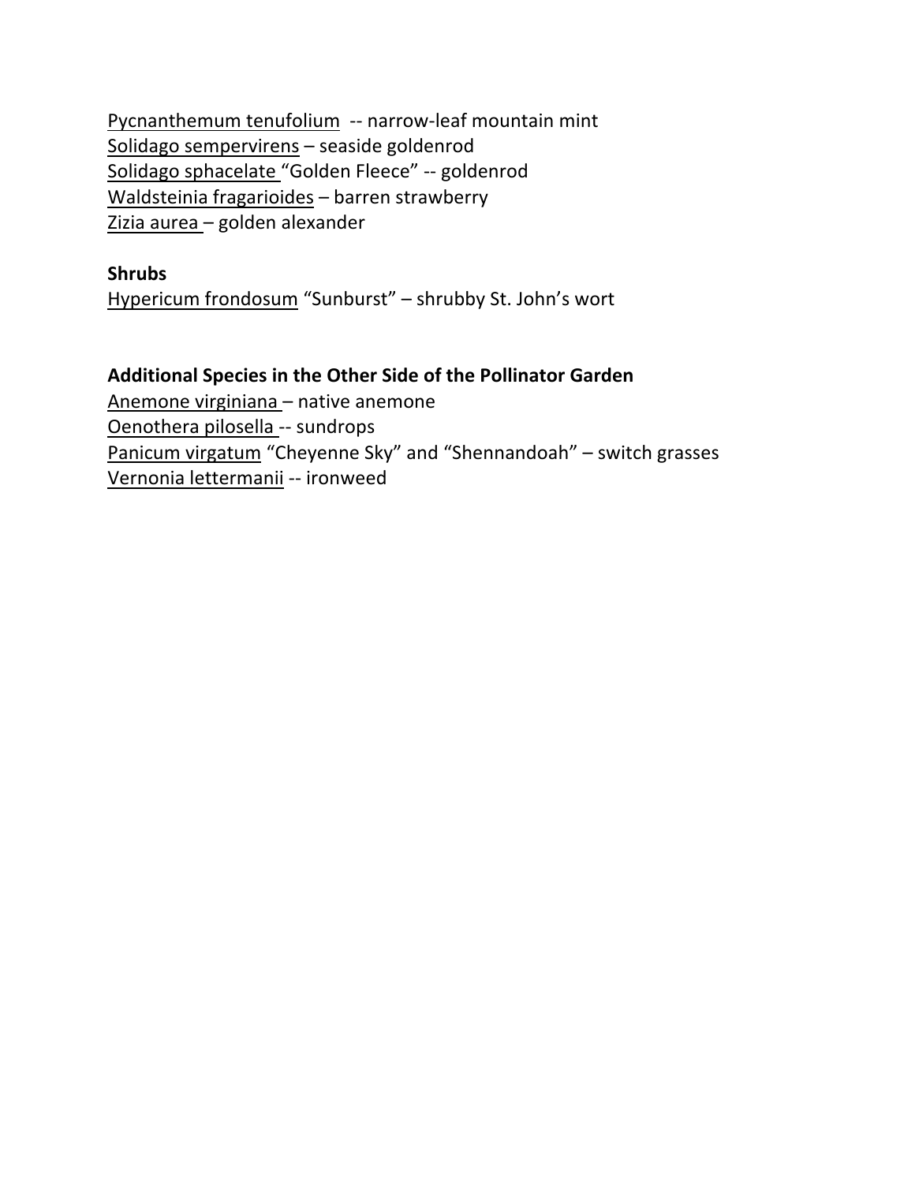Pycnanthemum tenufolium -- narrow-leaf mountain mint
Solidago sempervirens – seaside goldenrod
Solidago sphacelate "Golden Fleece" -- goldenrod
Waldsteinia fragarioides – barren strawberry
Zizia aurea – golden alexander

**Shrubs**

Hypericum frondosum "Sunburst" – shrubby St. John's wort

**Additional Species in the Other Side of the Pollinator Garden**

Anemone virginiana – native anemone
Oenothera pilosella -- sundrops
Panicum virgatum "Cheyenne Sky" and "Shennandoah" – switch grasses
Vernonia lettermanii -- ironweed